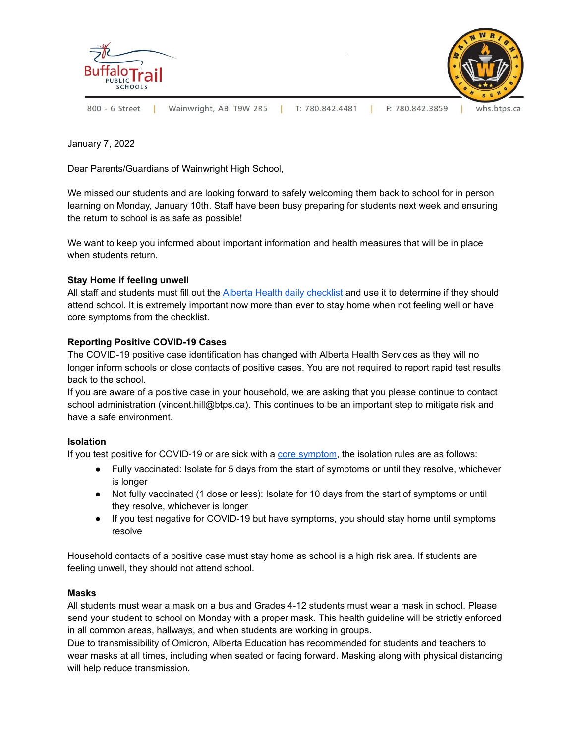800 - 6 Street | Wainwright, AB T9W 2R5 | T: 780.842.4481 | F: 780.842.3859 | whs.btps.ca

January 7, 2022

Dear Parents/Guardians of Wainwright High School,

We missed our students and are looking forward to safely welcoming them back to school for in person learning on Monday, January 10th. Staff have been busy preparing for students next week and ensuring the return to school is as safe as possible!

We want to keep you informed about important information and health measures that will be in place when students return.

**Stay Home if feeling unwell**

All staff and students must fill out the Alberta Health daily checklist and use it to determine if they should attend school. It is extremely important now more than ever to stay home when not feeling well or have core symptoms from the checklist.

**Reporting Positive COVID-19 Cases**

The COVID-19 positive case identification has changed with Alberta Health Services as they will no longer inform schools or close contacts of positive cases. You are not required to report rapid test results back to the school.

If you are aware of a positive case in your household, we are asking that you please continue to contact school administration (vincent.hill@btps.ca). This continues to be an important step to mitigate risk and have a safe environment.

**Isolation**

If you test positive for COVID-19 or are sick with a core symptom, the isolation rules are as follows:

- Fully vaccinated: Isolate for 5 days from the start of symptoms or until they resolve, whichever is longer
- Not fully vaccinated (1 dose or less): Isolate for 10 days from the start of symptoms or until they resolve, whichever is longer
- If you test negative for COVID-19 but have symptoms, you should stay home until symptoms resolve

Household contacts of a positive case must stay home as school is a high risk area. If students are feeling unwell, they should not attend school.

**Masks**

All students must wear a mask on a bus and Grades 4-12 students must wear a mask in school. Please send your student to school on Monday with a proper mask. This health guideline will be strictly enforced in all common areas, hallways, and when students are working in groups.

Due to transmissibility of Omicron, Alberta Education has recommended for students and teachers to wear masks at all times, including when seated or facing forward. Masking along with physical distancing will help reduce transmission.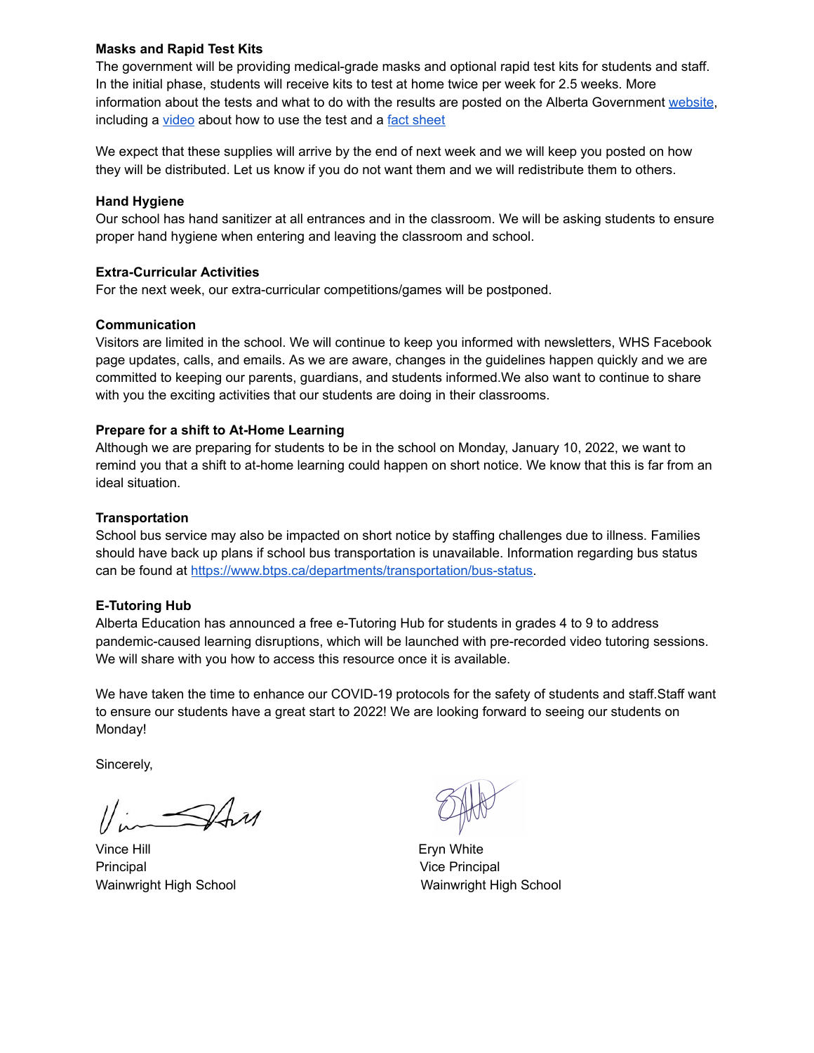**Masks and Rapid Test Kits**

The government will be providing medical-grade masks and optional rapid test kits for students and staff. In the initial phase, students will receive kits to test at home twice per week for 2.5 weeks. More information about the tests and what to do with the results are posted on the Alberta Government website, including a video about how to use the test and a fact sheet

We expect that these supplies will arrive by the end of next week and we will keep you posted on how they will be distributed. Let us know if you do not want them and we will redistribute them to others.

**Hand Hygiene**

Our school has hand sanitizer at all entrances and in the classroom. We will be asking students to ensure proper hand hygiene when entering and leaving the classroom and school.

**Extra-Curricular Activities**

For the next week, our extra-curricular competitions/games will be postponed.

**Communication**

Visitors are limited in the school. We will continue to keep you informed with newsletters, WHS Facebook page updates, calls, and emails. As we are aware, changes in the guidelines happen quickly and we are committed to keeping our parents, guardians, and students informed.We also want to continue to share with you the exciting activities that our students are doing in their classrooms.

**Prepare for a shift to At-Home Learning**

Although we are preparing for students to be in the school on Monday, January 10, 2022, we want to remind you that a shift to at-home learning could happen on short notice. We know that this is far from an ideal situation.

**Transportation**

School bus service may also be impacted on short notice by staffing challenges due to illness. Families should have back up plans if school bus transportation is unavailable. Information regarding bus status can be found at https://www.btps.ca/departments/transportation/bus-status.

**E-Tutoring Hub**

Alberta Education has announced a free e-Tutoring Hub for students in grades 4 to 9 to address pandemic-caused learning disruptions, which will be launched with pre-recorded video tutoring sessions. We will share with you how to access this resource once it is available.

We have taken the time to enhance our COVID-19 protocols for the safety of students and staff.Staff want to ensure our students have a great start to 2022! We are looking forward to seeing our students on Monday!

Sincerely,

Vince Hill
Principal
Wainwright High School

Eryn White
Vice Principal
Wainwright High School